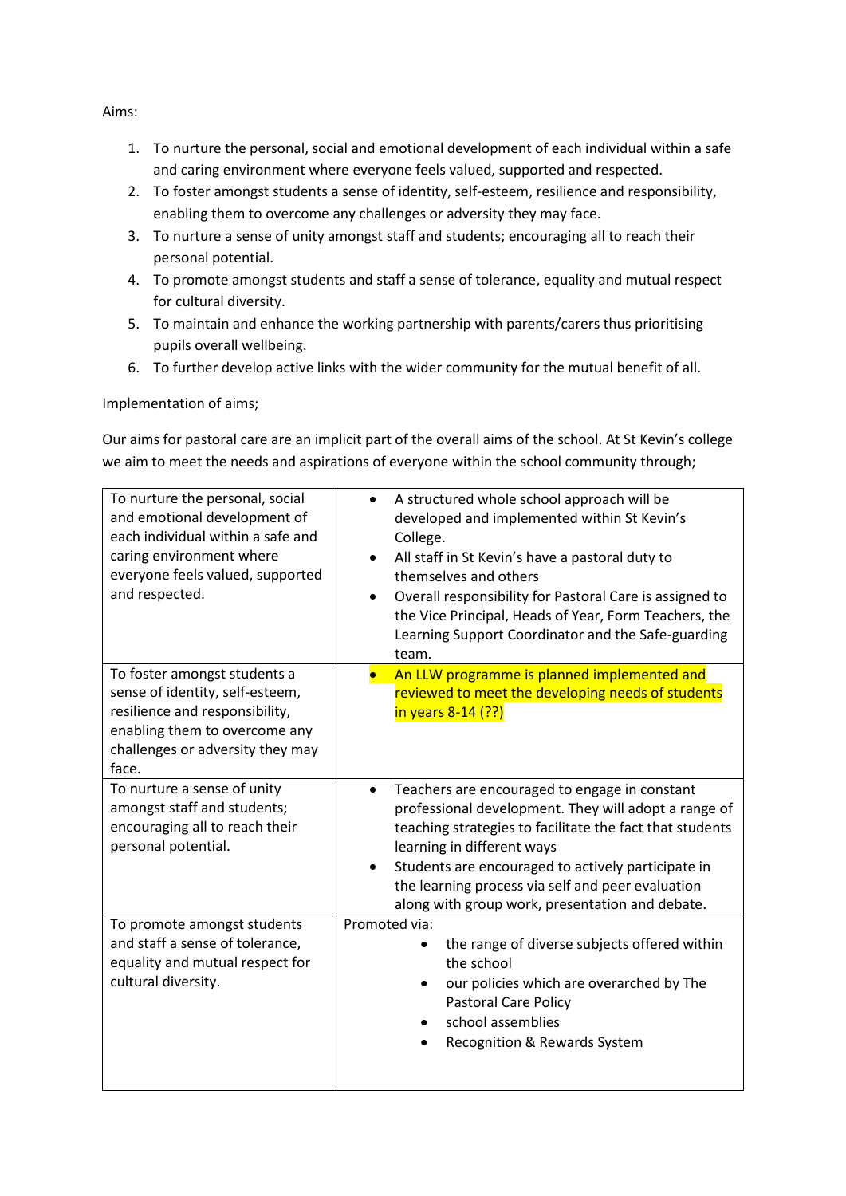Aims:

1. To nurture the personal, social and emotional development of each individual within a safe and caring environment where everyone feels valued, supported and respected.
2. To foster amongst students a sense of identity, self-esteem, resilience and responsibility, enabling them to overcome any challenges or adversity they may face.
3. To nurture a sense of unity amongst staff and students; encouraging all to reach their personal potential.
4. To promote amongst students and staff a sense of tolerance, equality and mutual respect for cultural diversity.
5. To maintain and enhance the working partnership with parents/carers thus prioritising pupils overall wellbeing.
6. To further develop active links with the wider community for the mutual benefit of all.

Implementation of aims;

Our aims for pastoral care are an implicit part of the overall aims of the school. At St Kevin's college we aim to meet the needs and aspirations of everyone within the school community through;

| | |
|---|---|
| To nurture the personal, social and emotional development of each individual within a safe and caring environment where everyone feels valued, supported and respected. | • A structured whole school approach will be developed and implemented within St Kevin's College.<br>• All staff in St Kevin's have a pastoral duty to themselves and others<br>• Overall responsibility for Pastoral Care is assigned to the Vice Principal, Heads of Year, Form Teachers, the Learning Support Coordinator and the Safe-guarding team. |
| To foster amongst students a sense of identity, self-esteem, resilience and responsibility, enabling them to overcome any challenges or adversity they may face. | • An LLW programme is planned implemented and reviewed to meet the developing needs of students in years 8-14 (??) |
| To nurture a sense of unity amongst staff and students; encouraging all to reach their personal potential. | • Teachers are encouraged to engage in constant professional development. They will adopt a range of teaching strategies to facilitate the fact that students learning in different ways<br>• Students are encouraged to actively participate in the learning process via self and peer evaluation along with group work, presentation and debate. |
| To promote amongst students and staff a sense of tolerance, equality and mutual respect for cultural diversity. | Promoted via:<br>• the range of diverse subjects offered within the school<br>• our policies which are overarched by The Pastoral Care Policy<br>• school assemblies<br>• Recognition & Rewards System |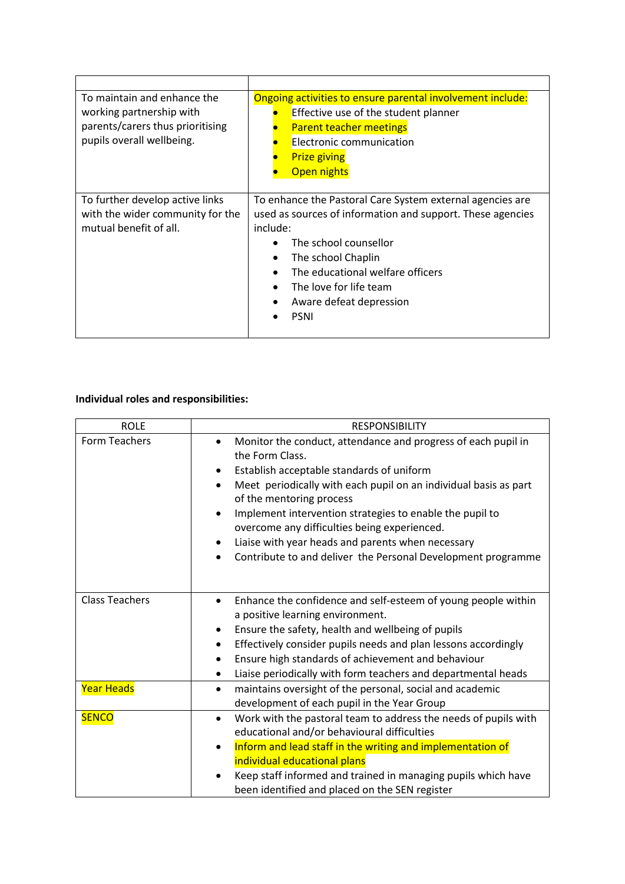| | |
|---|---|
| To maintain and enhance the working partnership with parents/carers thus prioritising pupils overall wellbeing. | Ongoing activities to ensure parental involvement include:<br>• Effective use of the student planner<br>• Parent teacher meetings<br>• Electronic communication<br>• Prize giving<br>• Open nights |
| To further develop active links with the wider community for the mutual benefit of all. | To enhance the Pastoral Care System external agencies are used as sources of information and support. These agencies include:<br>• The school counsellor<br>• The school Chaplin<br>• The educational welfare officers<br>• The love for life team<br>• Aware defeat depression<br>• PSNI |

**Individual roles and responsibilities:**

| ROLE | RESPONSIBILITY |
|---|---|
| Form Teachers | • Monitor the conduct, attendance and progress of each pupil in the Form Class.<br>• Establish acceptable standards of uniform<br>• Meet periodically with each pupil on an individual basis as part of the mentoring process<br>• Implement intervention strategies to enable the pupil to overcome any difficulties being experienced.<br>• Liaise with year heads and parents when necessary<br>• Contribute to and deliver the Personal Development programme |
| Class Teachers | • Enhance the confidence and self-esteem of young people within a positive learning environment.<br>• Ensure the safety, health and wellbeing of pupils<br>• Effectively consider pupils needs and plan lessons accordingly<br>• Ensure high standards of achievement and behaviour<br>• Liaise periodically with form teachers and departmental heads |
| Year Heads | • maintains oversight of the personal, social and academic development of each pupil in the Year Group |
| SENCO | • Work with the pastoral team to address the needs of pupils with educational and/or behavioural difficulties<br>• Inform and lead staff in the writing and implementation of individual educational plans<br>• Keep staff informed and trained in managing pupils which have been identified and placed on the SEN register |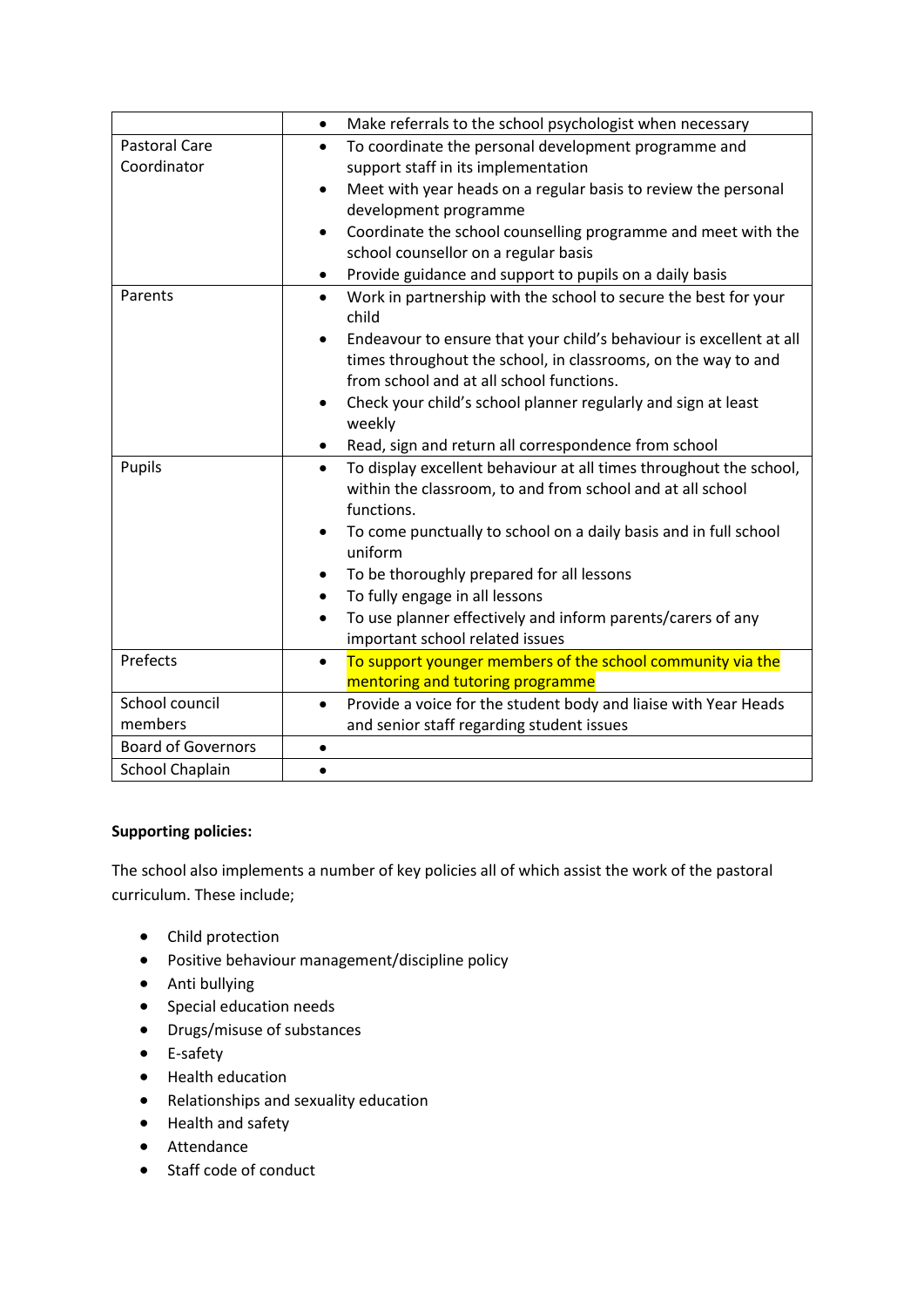| | |
|---|---|
| | • Make referrals to the school psychologist when necessary |
| Pastoral Care Coordinator | • To coordinate the personal development programme and support staff in its implementation<br>• Meet with year heads on a regular basis to review the personal development programme<br>• Coordinate the school counselling programme and meet with the school counsellor on a regular basis<br>• Provide guidance and support to pupils on a daily basis |
| Parents | • Work in partnership with the school to secure the best for your child<br>• Endeavour to ensure that your child's behaviour is excellent at all times throughout the school, in classrooms, on the way to and from school and at all school functions.<br>• Check your child's school planner regularly and sign at least weekly<br>• Read, sign and return all correspondence from school |
| Pupils | • To display excellent behaviour at all times throughout the school, within the classroom, to and from school and at all school functions.<br>• To come punctually to school on a daily basis and in full school uniform<br>• To be thoroughly prepared for all lessons<br>• To fully engage in all lessons<br>• To use planner effectively and inform parents/carers of any important school related issues |
| Prefects | • To support younger members of the school community via the mentoring and tutoring programme |
| School council members | • Provide a voice for the student body and liaise with Year Heads and senior staff regarding student issues |
| Board of Governors | • |
| School Chaplain | • |

**Supporting policies:**

The school also implements a number of key policies all of which assist the work of the pastoral curriculum. These include;

- Child protection
- Positive behaviour management/discipline policy
- Anti bullying
- Special education needs
- Drugs/misuse of substances
- E-safety
- Health education
- Relationships and sexuality education
- Health and safety
- Attendance
- Staff code of conduct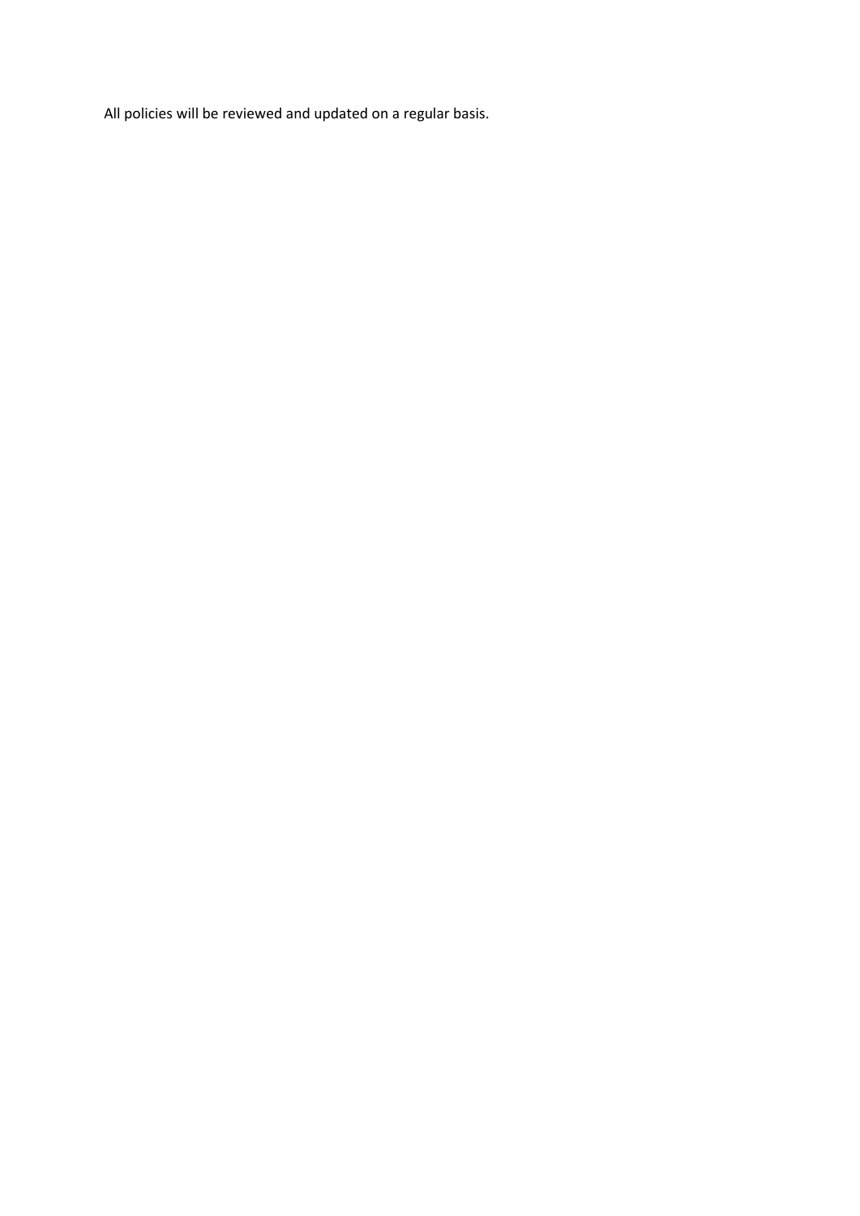All policies will be reviewed and updated on a regular basis.